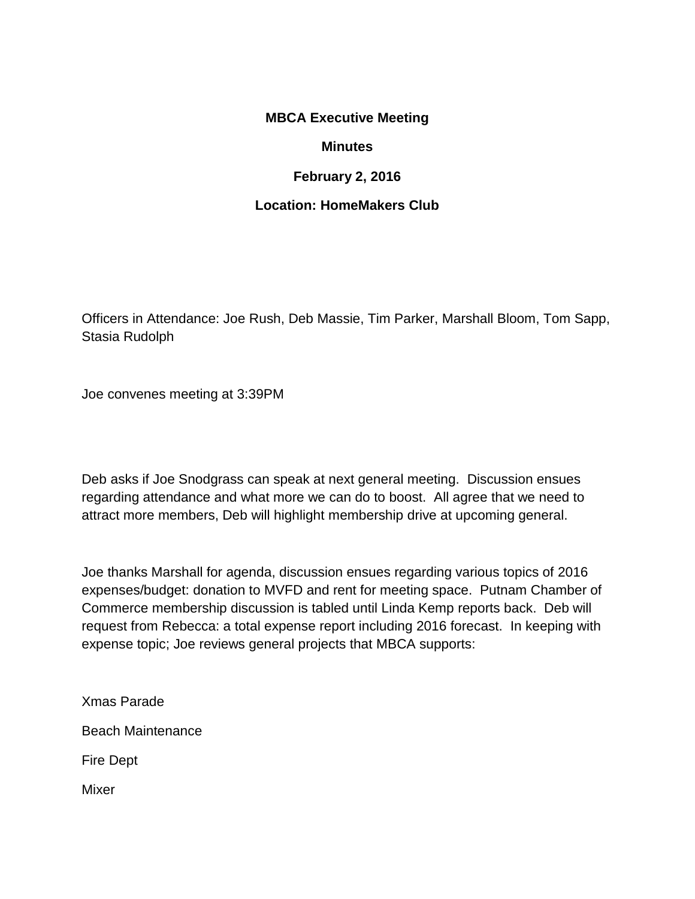**MBCA Executive Meeting**

**Minutes**

**February 2, 2016**

**Location: HomeMakers Club**

Officers in Attendance: Joe Rush, Deb Massie, Tim Parker, Marshall Bloom, Tom Sapp, Stasia Rudolph

Joe convenes meeting at 3:39PM

Deb asks if Joe Snodgrass can speak at next general meeting. Discussion ensues regarding attendance and what more we can do to boost. All agree that we need to attract more members, Deb will highlight membership drive at upcoming general.

Joe thanks Marshall for agenda, discussion ensues regarding various topics of 2016 expenses/budget: donation to MVFD and rent for meeting space. Putnam Chamber of Commerce membership discussion is tabled until Linda Kemp reports back. Deb will request from Rebecca: a total expense report including 2016 forecast. In keeping with expense topic; Joe reviews general projects that MBCA supports:

Xmas Parade

Beach Maintenance

Fire Dept

Mixer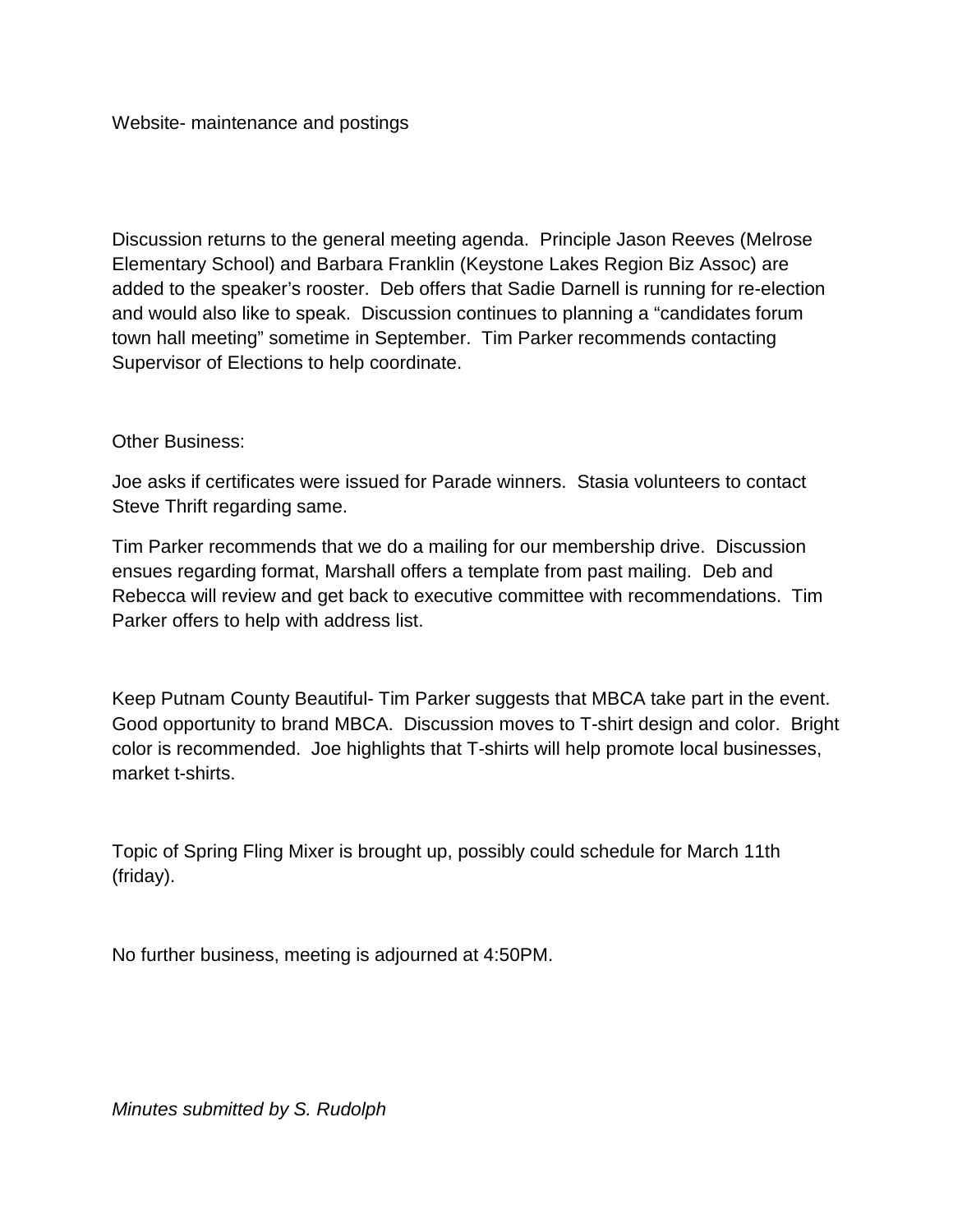Website- maintenance and postings

Discussion returns to the general meeting agenda. Principle Jason Reeves (Melrose Elementary School) and Barbara Franklin (Keystone Lakes Region Biz Assoc) are added to the speaker's rooster. Deb offers that Sadie Darnell is running for re-election and would also like to speak. Discussion continues to planning a "candidates forum town hall meeting" sometime in September. Tim Parker recommends contacting Supervisor of Elections to help coordinate.

Other Business:

Joe asks if certificates were issued for Parade winners. Stasia volunteers to contact Steve Thrift regarding same.

Tim Parker recommends that we do a mailing for our membership drive. Discussion ensues regarding format, Marshall offers a template from past mailing. Deb and Rebecca will review and get back to executive committee with recommendations. Tim Parker offers to help with address list.

Keep Putnam County Beautiful- Tim Parker suggests that MBCA take part in the event. Good opportunity to brand MBCA. Discussion moves to T-shirt design and color. Bright color is recommended. Joe highlights that T-shirts will help promote local businesses, market t-shirts.

Topic of Spring Fling Mixer is brought up, possibly could schedule for March 11th (friday).

No further business, meeting is adjourned at 4:50PM.

*Minutes submitted by S. Rudolph*